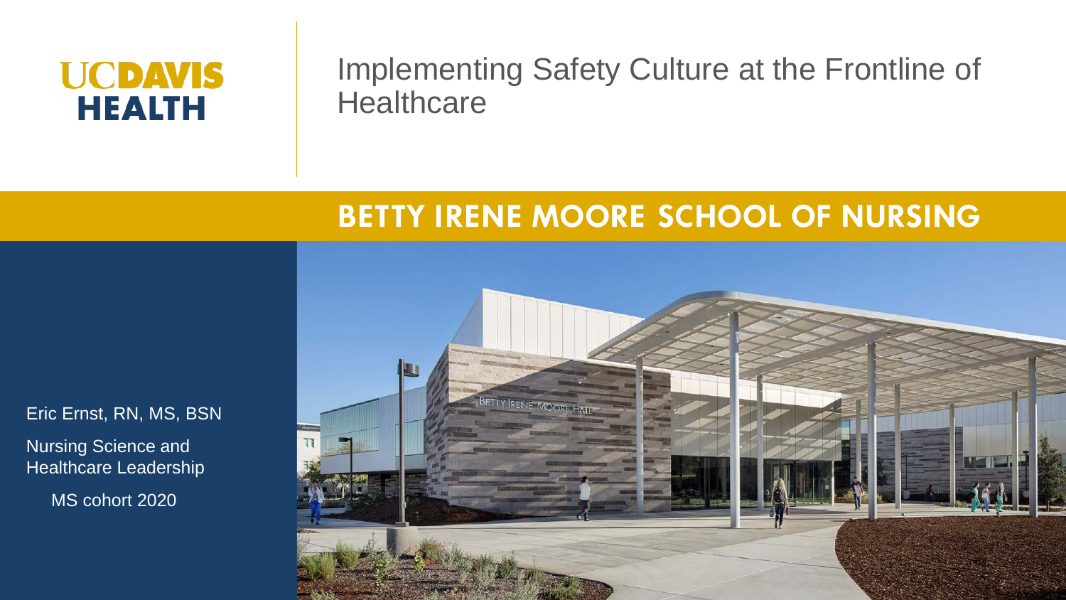UC DAVIS HEALTH

# Implementing Safety Culture at the Frontline of Healthcare

## BETTY IRENE MOORE SCHOOL OF NURSING

Eric Ernst, RN, MS, BSN

Nursing Science and Healthcare Leadership

MS cohort 2020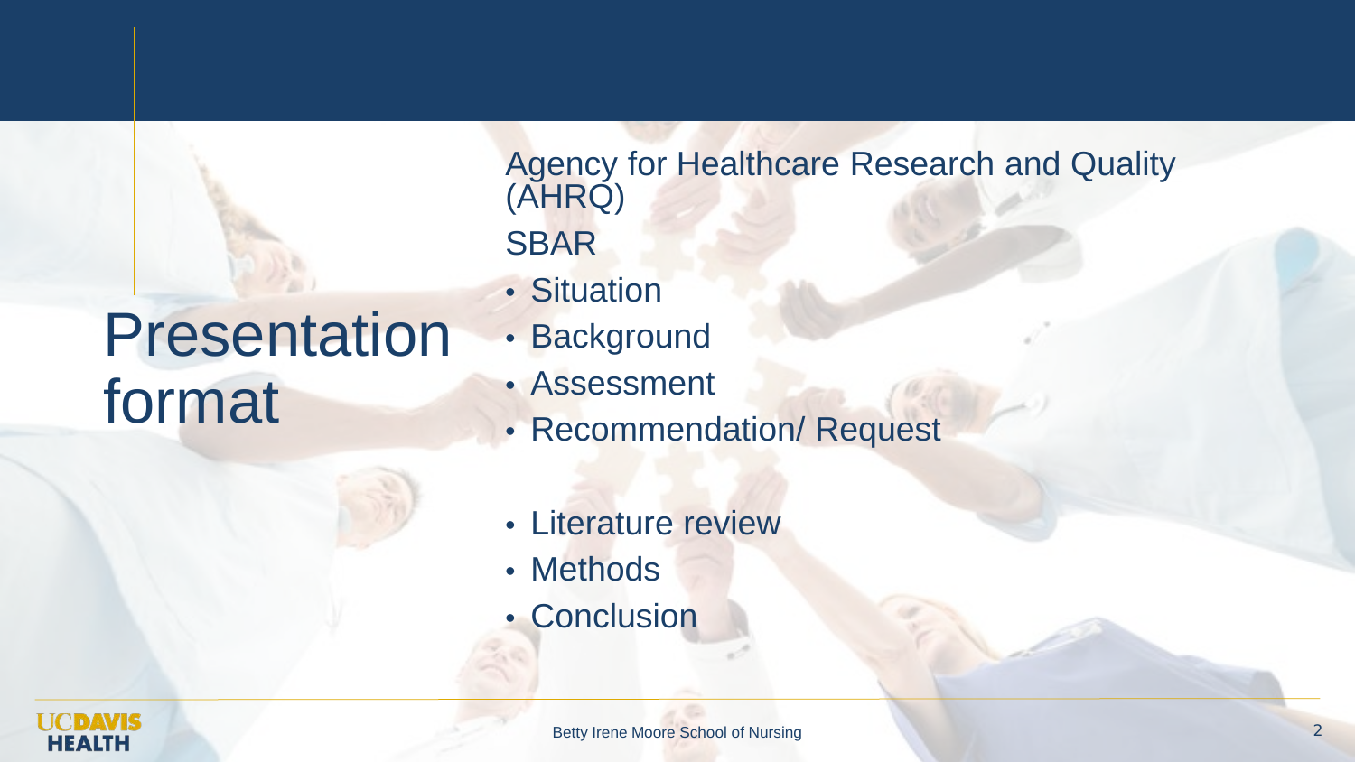# Presentation format

Agency for Healthcare Research and Quality (AHRQ)

SBAR

- Situation
- Background
- Assessment
- Recommendation/ Request

- Literature review
- Methods
- Conclusion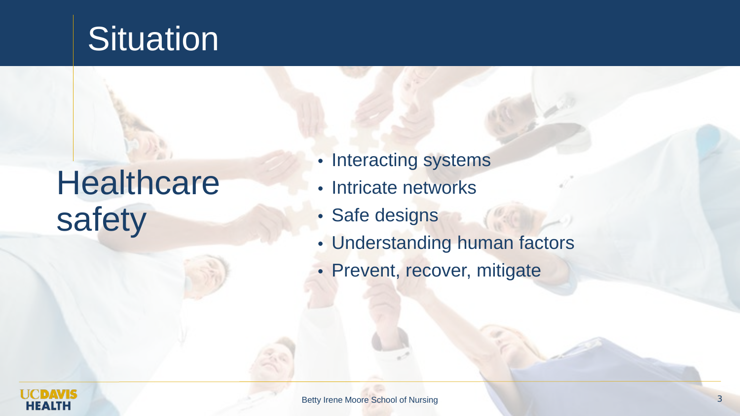# Situation

## Healthcare safety

- Interacting systems
- Intricate networks
- Safe designs
- Understanding human factors
- Prevent, recover, mitigate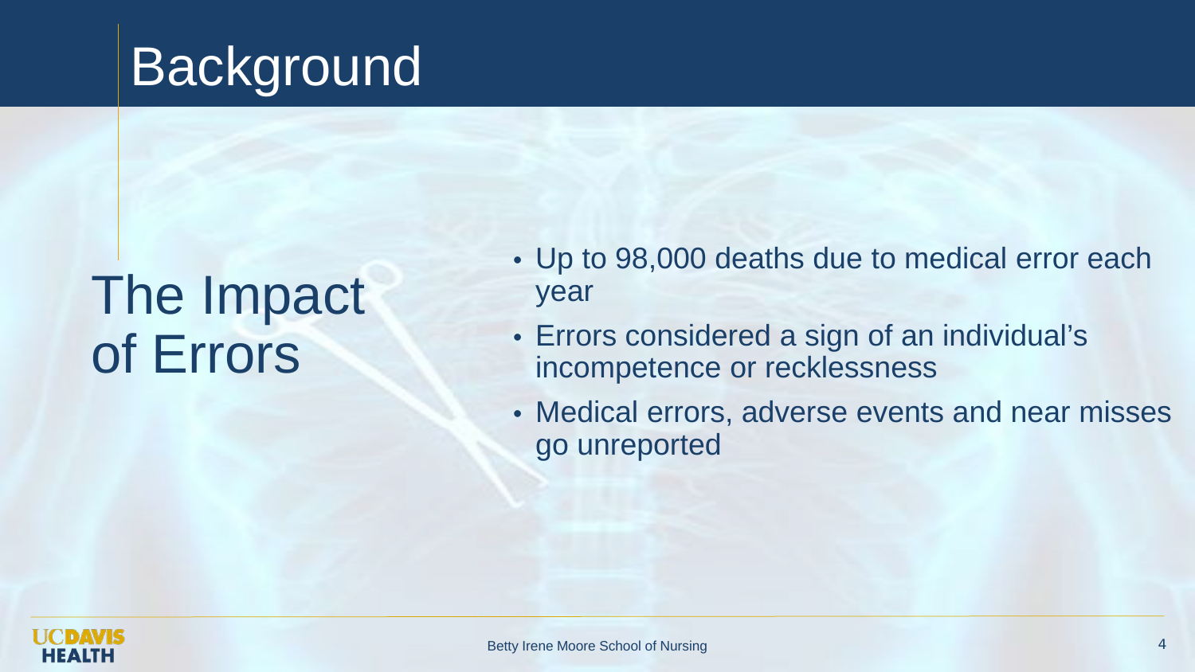# Background

## The Impact of Errors

- Up to 98,000 deaths due to medical error each year
- Errors considered a sign of an individual's incompetence or recklessness
- Medical errors, adverse events and near misses go unreported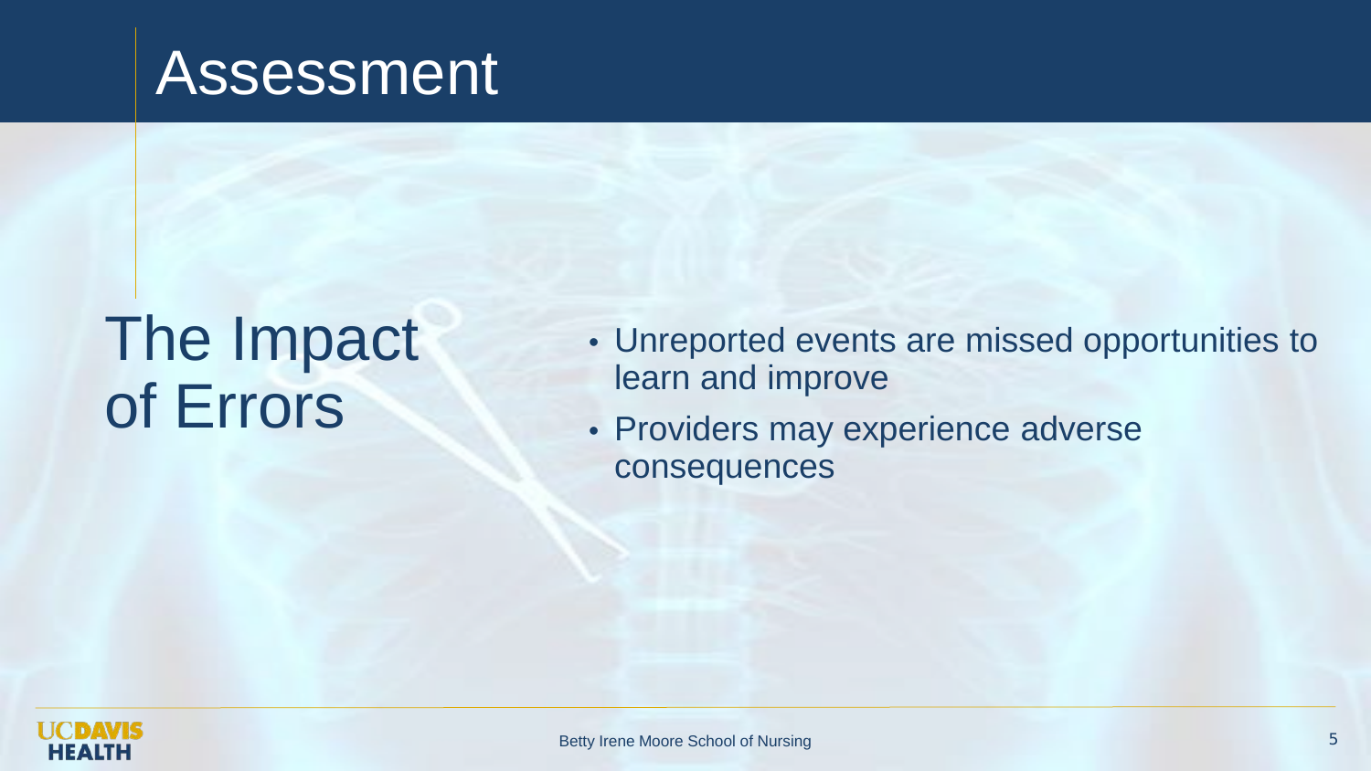# Assessment

## The Impact of Errors

- Unreported events are missed opportunities to learn and improve
- Providers may experience adverse consequences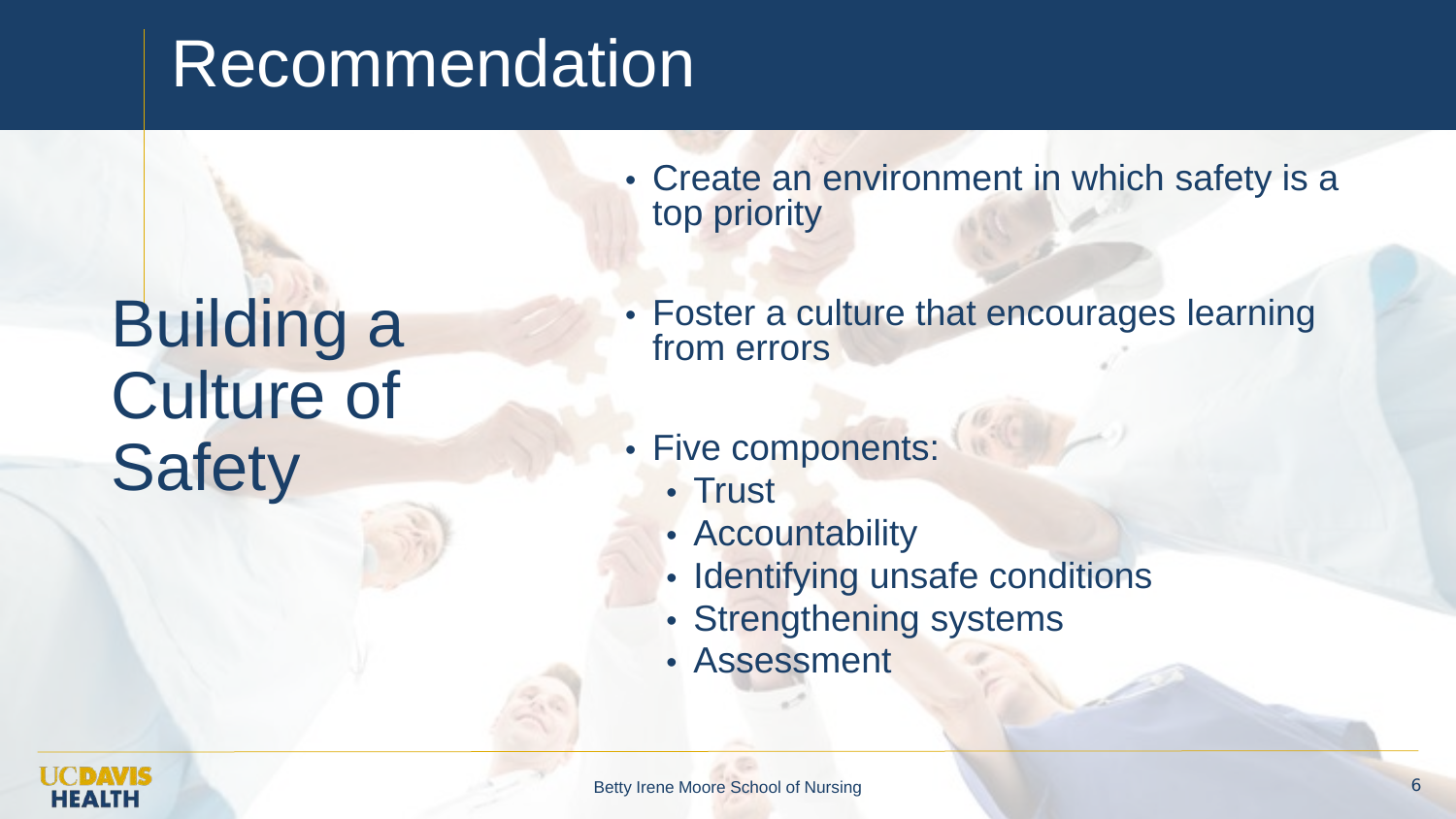# Recommendation

## Building a Culture of Safety

- Create an environment in which safety is a top priority
- Foster a culture that encourages learning from errors
- Five components:
  - Trust
  - Accountability
  - Identifying unsafe conditions
  - Strengthening systems
  - Assessment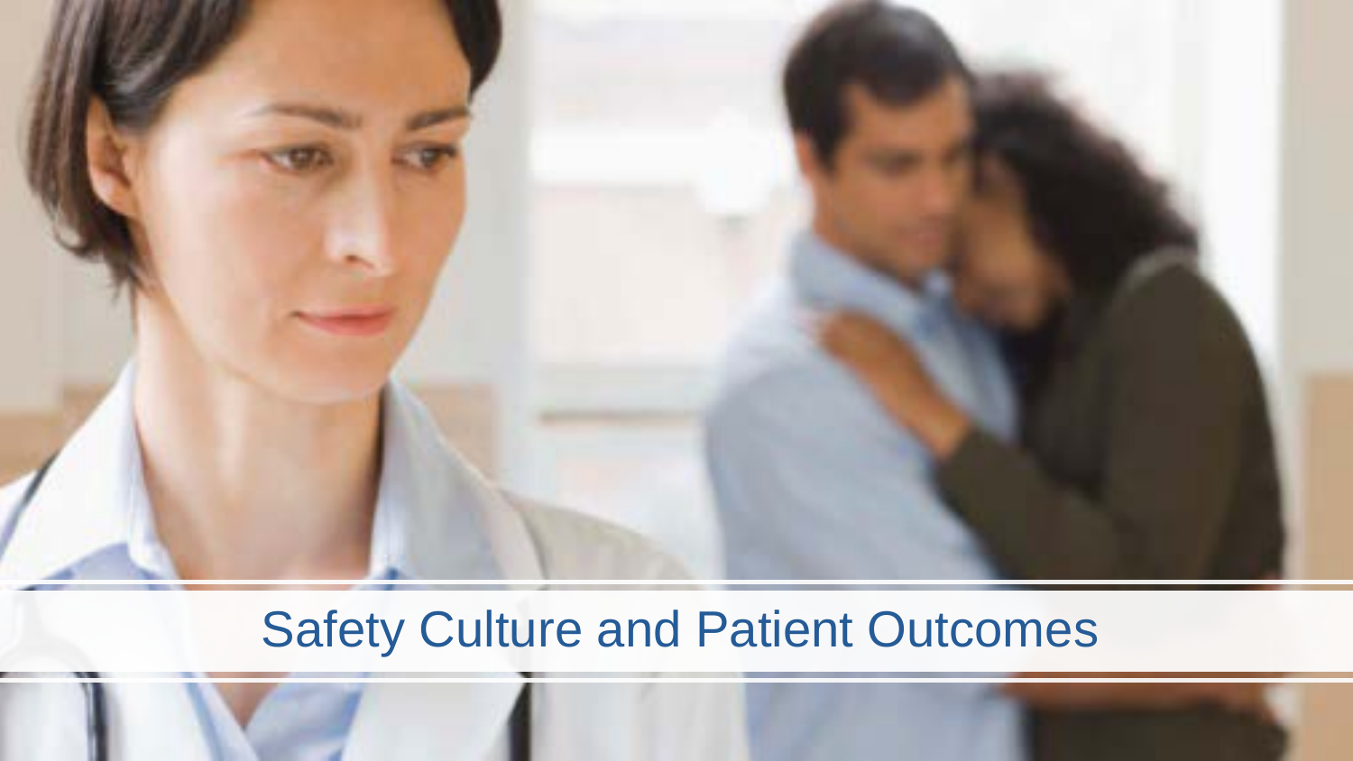# Safety Culture and Patient Outcomes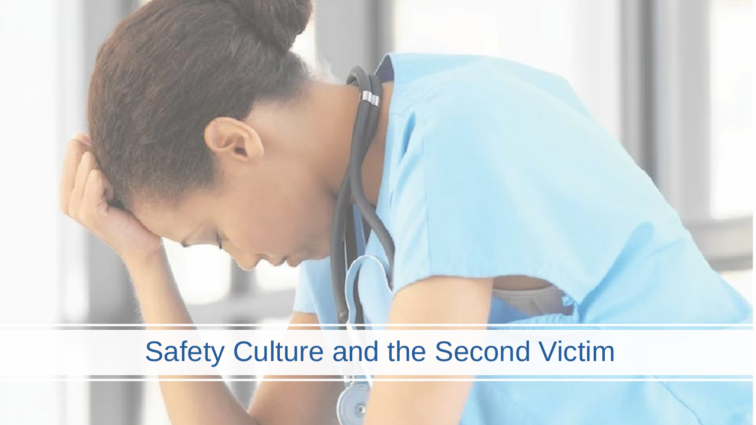# Safety Culture and the Second Victim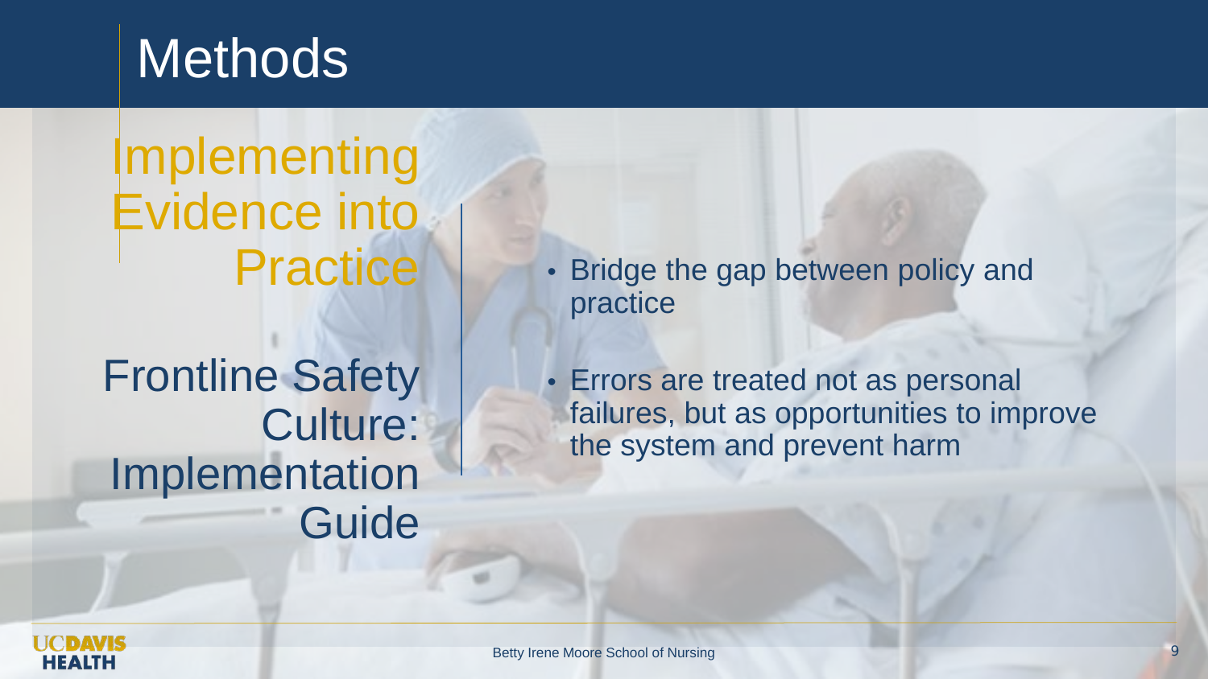# Methods

## Implementing Evidence into Practice

## Frontline Safety Culture: Implementation Guide

- Bridge the gap between policy and practice
- Errors are treated not as personal failures, but as opportunities to improve the system and prevent harm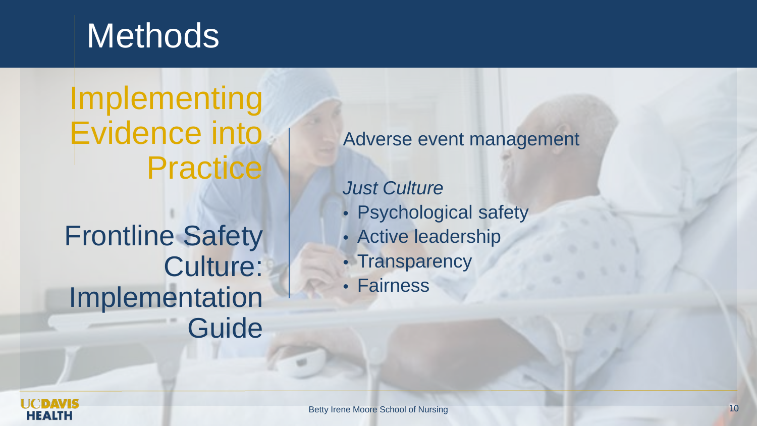# Methods

## Implementing Evidence into Practice

## Frontline Safety Culture: Implementation Guide

Adverse event management

*Just Culture*

- Psychological safety
- Active leadership
- Transparency
- Fairness

Betty Irene Moore School of Nursing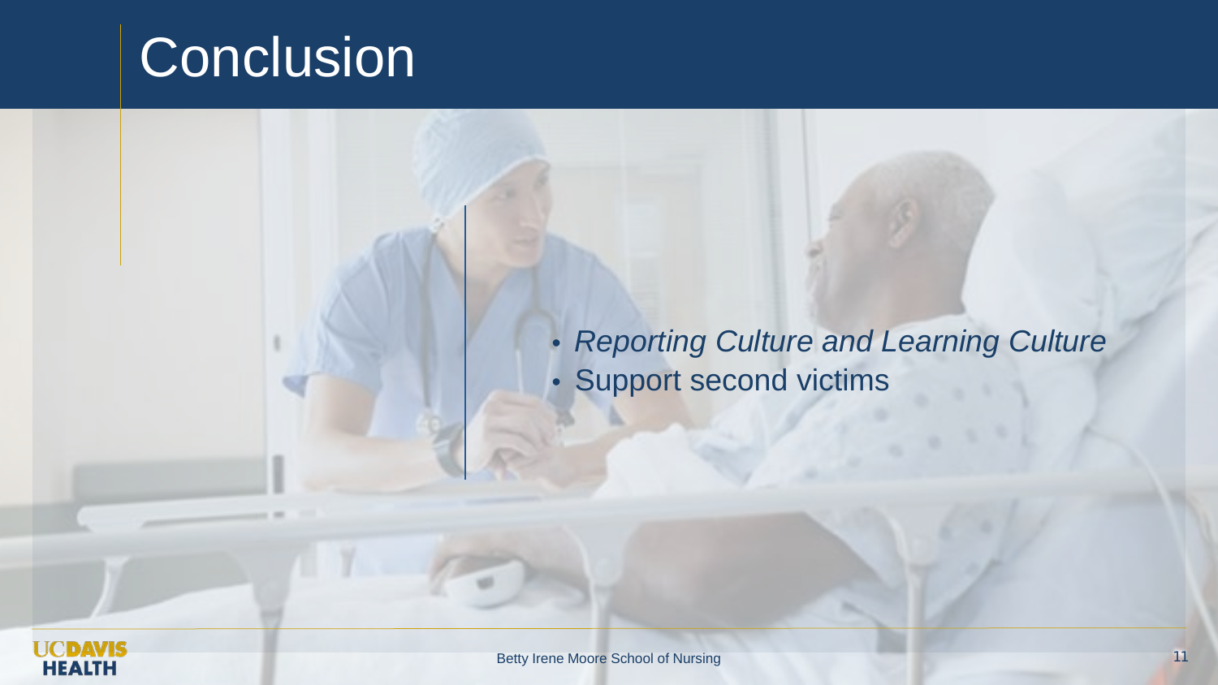# Conclusion

- *Reporting Culture and Learning Culture*
- Support second victims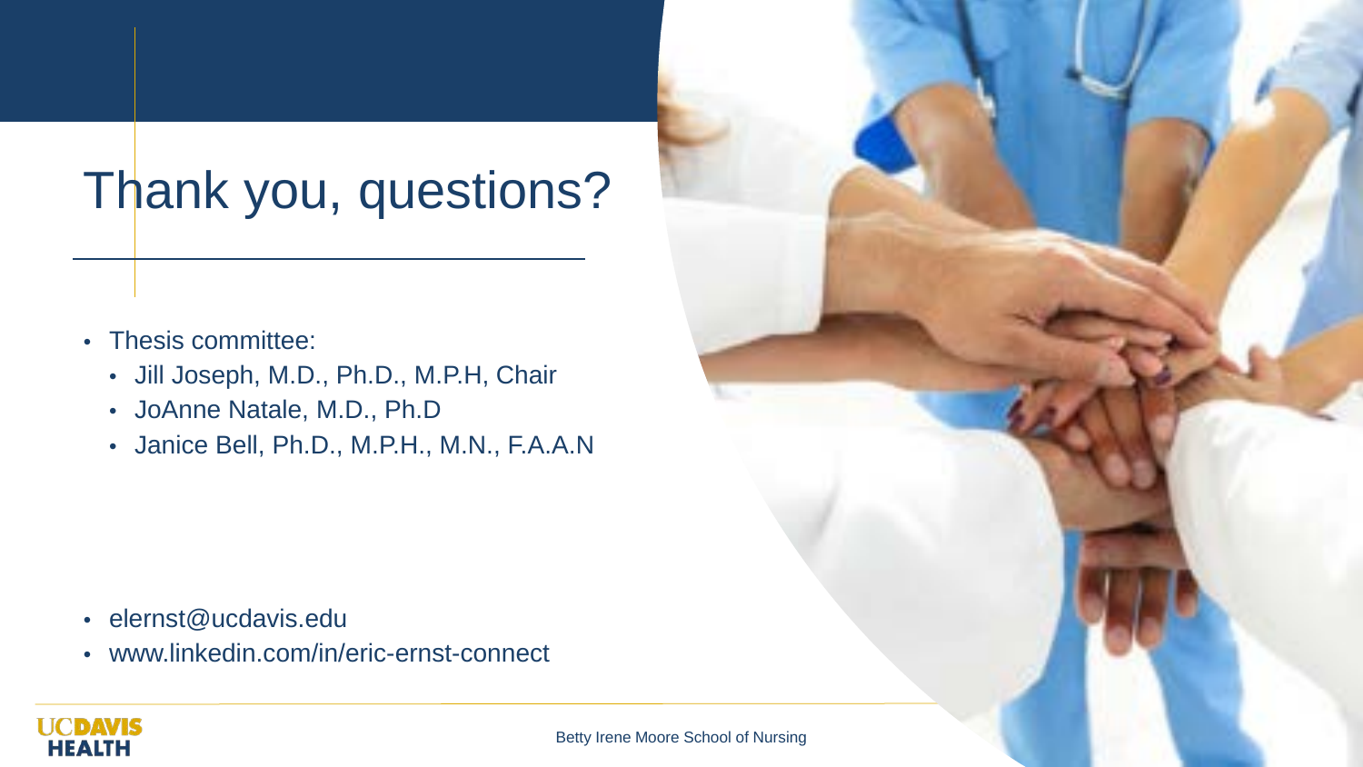# Thank you, questions?

- Thesis committee:
  - Jill Joseph, M.D., Ph.D., M.P.H, Chair
  - JoAnne Natale, M.D., Ph.D
  - Janice Bell, Ph.D., M.P.H., M.N., F.A.A.N

- elernst@ucdavis.edu
- www.linkedin.com/in/eric-ernst-connect

UC DAVIS HEALTH

Betty Irene Moore School of Nursing